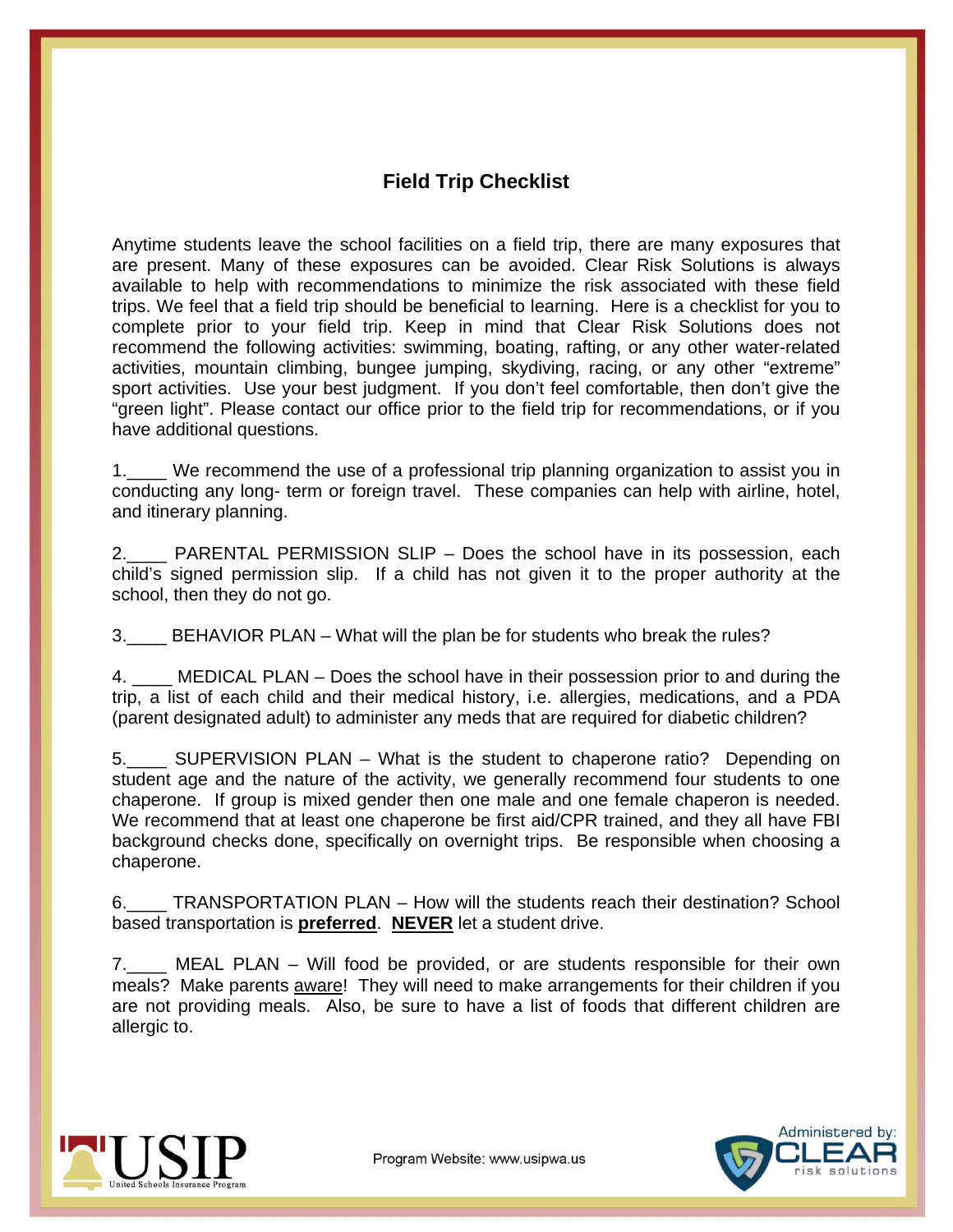# Field Trip Checklist

Anytime students leave the school facilities on a field trip, there are many exposures that are present. Many of these exposures can be avoided. Clear Risk Solutions is always available to help with recommendations to minimize the risk associated with these field trips. We feel that a field trip should be beneficial to learning. Here is a checklist for you to complete prior to your field trip. Keep in mind that Clear Risk Solutions does not recommend the following activities: swimming, boating, rafting, or any other water-related activities, mountain climbing, bungee jumping, skydiving, racing, or any other "extreme" sport activities. Use your best judgment. If you don't feel comfortable, then don't give the "green light". Please contact our office prior to the field trip for recommendations, or if you have additional questions.

1.____ We recommend the use of a professional trip planning organization to assist you in conducting any long- term or foreign travel. These companies can help with airline, hotel, and itinerary planning.

2.____ PARENTAL PERMISSION SLIP – Does the school have in its possession, each child's signed permission slip. If a child has not given it to the proper authority at the school, then they do not go.

3.____ BEHAVIOR PLAN – What will the plan be for students who break the rules?

4. ____ MEDICAL PLAN – Does the school have in their possession prior to and during the trip, a list of each child and their medical history, i.e. allergies, medications, and a PDA (parent designated adult) to administer any meds that are required for diabetic children?

5.____ SUPERVISION PLAN – What is the student to chaperone ratio? Depending on student age and the nature of the activity, we generally recommend four students to one chaperone. If group is mixed gender then one male and one female chaperon is needed. We recommend that at least one chaperone be first aid/CPR trained, and they all have FBI background checks done, specifically on overnight trips. Be responsible when choosing a chaperone.

6.____ TRANSPORTATION PLAN – How will the students reach their destination? School based transportation is **preferred**. **NEVER** let a student drive.

7.____ MEAL PLAN – Will food be provided, or are students responsible for their own meals? Make parents aware! They will need to make arrangements for their children if you are not providing meals. Also, be sure to have a list of foods that different children are allergic to.

USIP United Schools Insurance Program

Program Website: www.usipwa.us

Administered by: CLEAR risk solutions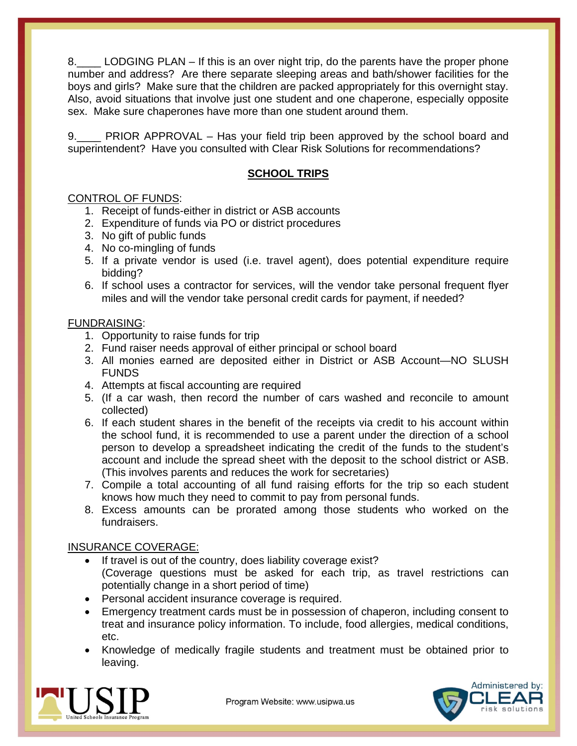8.____ LODGING PLAN – If this is an over night trip, do the parents have the proper phone number and address? Are there separate sleeping areas and bath/shower facilities for the boys and girls? Make sure that the children are packed appropriately for this overnight stay. Also, avoid situations that involve just one student and one chaperone, especially opposite sex. Make sure chaperones have more than one student around them.

9.____ PRIOR APPROVAL – Has your field trip been approved by the school board and superintendent? Have you consulted with Clear Risk Solutions for recommendations?

## SCHOOL TRIPS

CONTROL OF FUNDS:

1. Receipt of funds-either in district or ASB accounts
2. Expenditure of funds via PO or district procedures
3. No gift of public funds
4. No co-mingling of funds
5. If a private vendor is used (i.e. travel agent), does potential expenditure require bidding?
6. If school uses a contractor for services, will the vendor take personal frequent flyer miles and will the vendor take personal credit cards for payment, if needed?

FUNDRAISING:

1. Opportunity to raise funds for trip
2. Fund raiser needs approval of either principal or school board
3. All monies earned are deposited either in District or ASB Account—NO SLUSH FUNDS
4. Attempts at fiscal accounting are required
5. (If a car wash, then record the number of cars washed and reconcile to amount collected)
6. If each student shares in the benefit of the receipts via credit to his account within the school fund, it is recommended to use a parent under the direction of a school person to develop a spreadsheet indicating the credit of the funds to the student's account and include the spread sheet with the deposit to the school district or ASB. (This involves parents and reduces the work for secretaries)
7. Compile a total accounting of all fund raising efforts for the trip so each student knows how much they need to commit to pay from personal funds.
8. Excess amounts can be prorated among those students who worked on the fundraisers.

INSURANCE COVERAGE:

- If travel is out of the country, does liability coverage exist? (Coverage questions must be asked for each trip, as travel restrictions can potentially change in a short period of time)
- Personal accident insurance coverage is required.
- Emergency treatment cards must be in possession of chaperon, including consent to treat and insurance policy information. To include, food allergies, medical conditions, etc.
- Knowledge of medically fragile students and treatment must be obtained prior to leaving.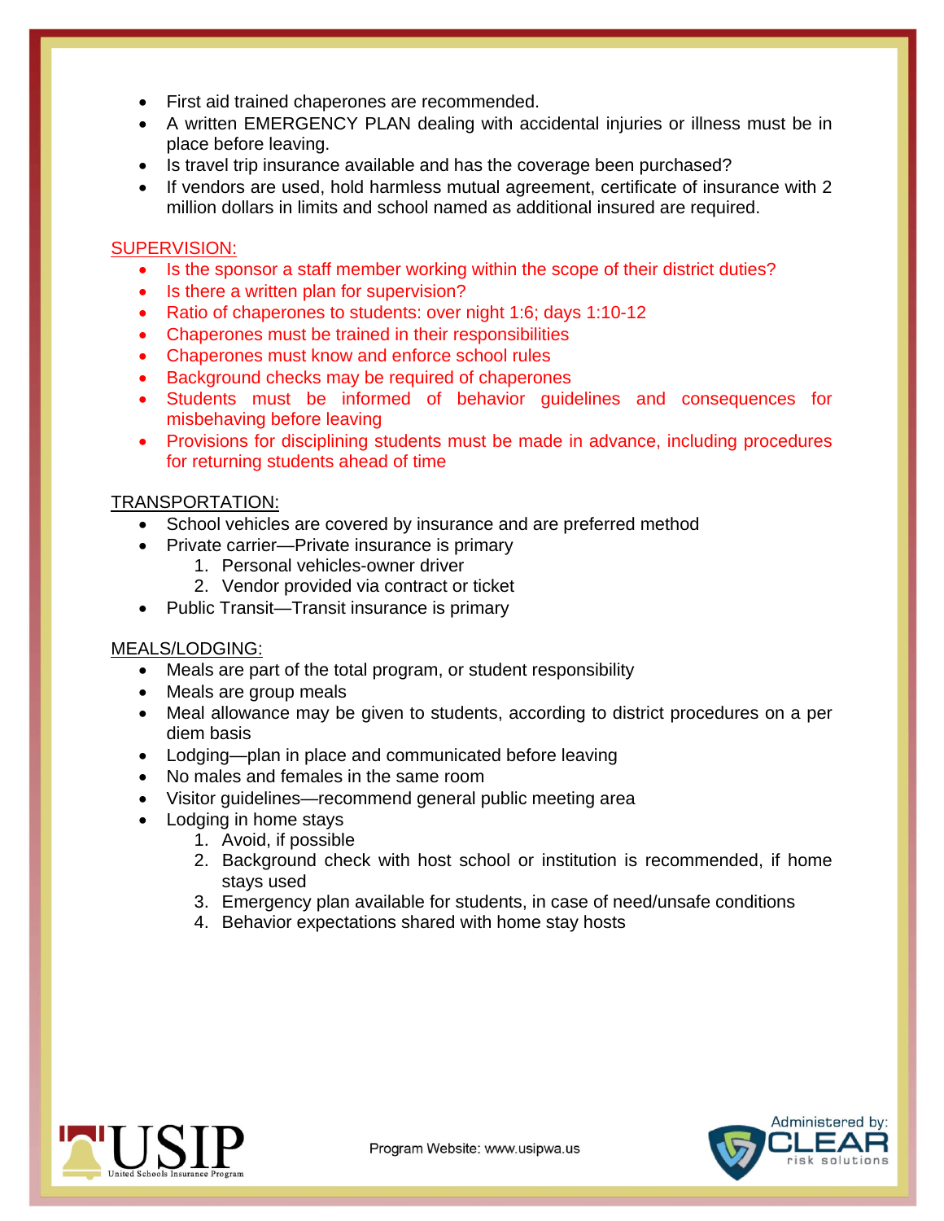- First aid trained chaperones are recommended.
- A written EMERGENCY PLAN dealing with accidental injuries or illness must be in place before leaving.
- Is travel trip insurance available and has the coverage been purchased?
- If vendors are used, hold harmless mutual agreement, certificate of insurance with 2 million dollars in limits and school named as additional insured are required.

SUPERVISION:

- Is the sponsor a staff member working within the scope of their district duties?
- Is there a written plan for supervision?
- Ratio of chaperones to students: over night 1:6; days 1:10-12
- Chaperones must be trained in their responsibilities
- Chaperones must know and enforce school rules
- Background checks may be required of chaperones
- Students must be informed of behavior guidelines and consequences for misbehaving before leaving
- Provisions for disciplining students must be made in advance, including procedures for returning students ahead of time

TRANSPORTATION:

- School vehicles are covered by insurance and are preferred method
- Private carrier—Private insurance is primary
  1. Personal vehicles-owner driver
  2. Vendor provided via contract or ticket
- Public Transit—Transit insurance is primary

MEALS/LODGING:

- Meals are part of the total program, or student responsibility
- Meals are group meals
- Meal allowance may be given to students, according to district procedures on a per diem basis
- Lodging—plan in place and communicated before leaving
- No males and females in the same room
- Visitor guidelines—recommend general public meeting area
- Lodging in home stays
  1. Avoid, if possible
  2. Background check with host school or institution is recommended, if home stays used
  3. Emergency plan available for students, in case of need/unsafe conditions
  4. Behavior expectations shared with home stay hosts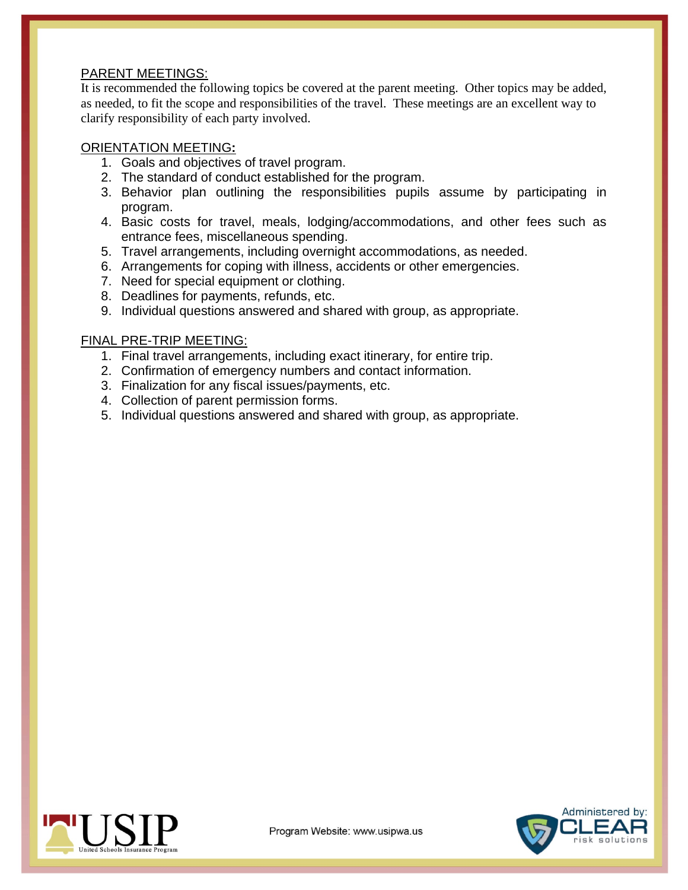PARENT MEETINGS:

It is recommended the following topics be covered at the parent meeting. Other topics may be added, as needed, to fit the scope and responsibilities of the travel. These meetings are an excellent way to clarify responsibility of each party involved.

ORIENTATION MEETING**:**

1. Goals and objectives of travel program.
2. The standard of conduct established for the program.
3. Behavior plan outlining the responsibilities pupils assume by participating in program.
4. Basic costs for travel, meals, lodging/accommodations, and other fees such as entrance fees, miscellaneous spending.
5. Travel arrangements, including overnight accommodations, as needed.
6. Arrangements for coping with illness, accidents or other emergencies.
7. Need for special equipment or clothing.
8. Deadlines for payments, refunds, etc.
9. Individual questions answered and shared with group, as appropriate.

FINAL PRE-TRIP MEETING:

1. Final travel arrangements, including exact itinerary, for entire trip.
2. Confirmation of emergency numbers and contact information.
3. Finalization for any fiscal issues/payments, etc.
4. Collection of parent permission forms.
5. Individual questions answered and shared with group, as appropriate.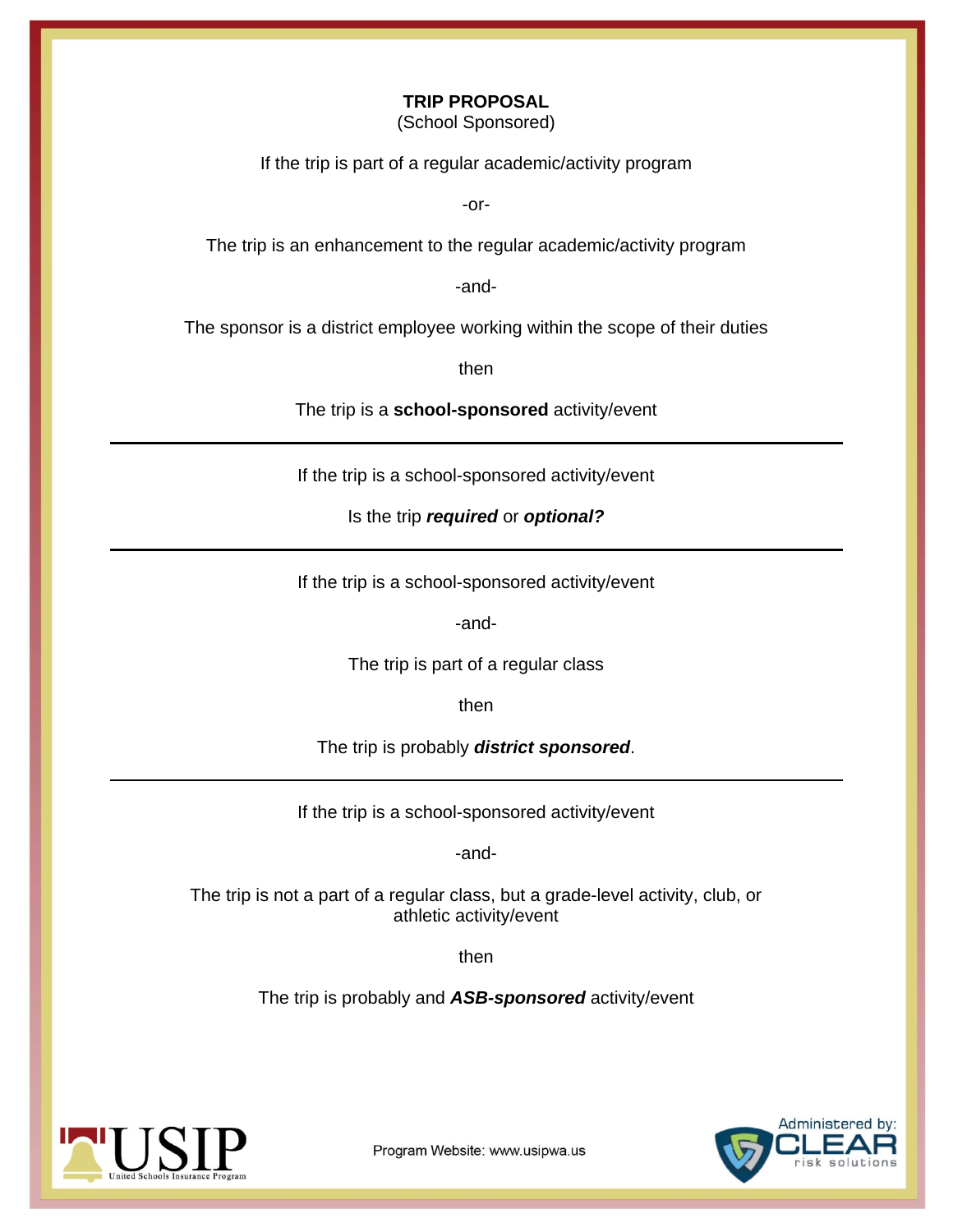**TRIP PROPOSAL**
(School Sponsored)

If the trip is part of a regular academic/activity program

-or-

The trip is an enhancement to the regular academic/activity program

-and-

The sponsor is a district employee working within the scope of their duties

then

The trip is a **school-sponsored** activity/event

---

If the trip is a school-sponsored activity/event

Is the trip ***required*** or ***optional?***

---

If the trip is a school-sponsored activity/event

-and-

The trip is part of a regular class

then

The trip is probably ***district sponsored***.

---

If the trip is a school-sponsored activity/event

-and-

The trip is not a part of a regular class, but a grade-level activity, club, or athletic activity/event

then

The trip is probably and ***ASB-sponsored*** activity/event

Program Website: www.usipwa.us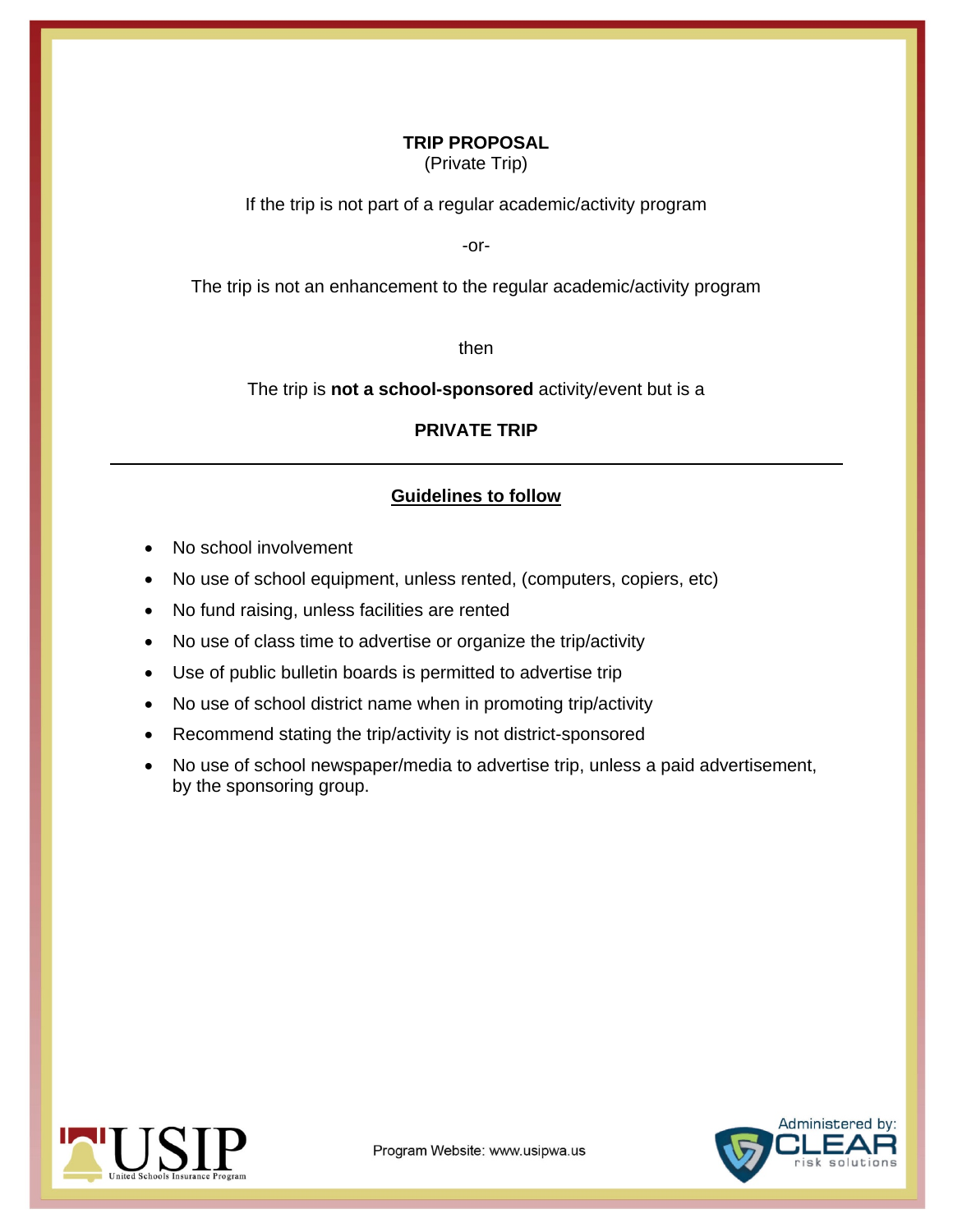**TRIP PROPOSAL**
(Private Trip)

If the trip is not part of a regular academic/activity program

-or-

The trip is not an enhancement to the regular academic/activity program

then

The trip is **not a school-sponsored** activity/event but is a

**PRIVATE TRIP**

---

**Guidelines to follow**

- No school involvement
- No use of school equipment, unless rented, (computers, copiers, etc)
- No fund raising, unless facilities are rented
- No use of class time to advertise or organize the trip/activity
- Use of public bulletin boards is permitted to advertise trip
- No use of school district name when in promoting trip/activity
- Recommend stating the trip/activity is not district-sponsored
- No use of school newspaper/media to advertise trip, unless a paid advertisement, by the sponsoring group.